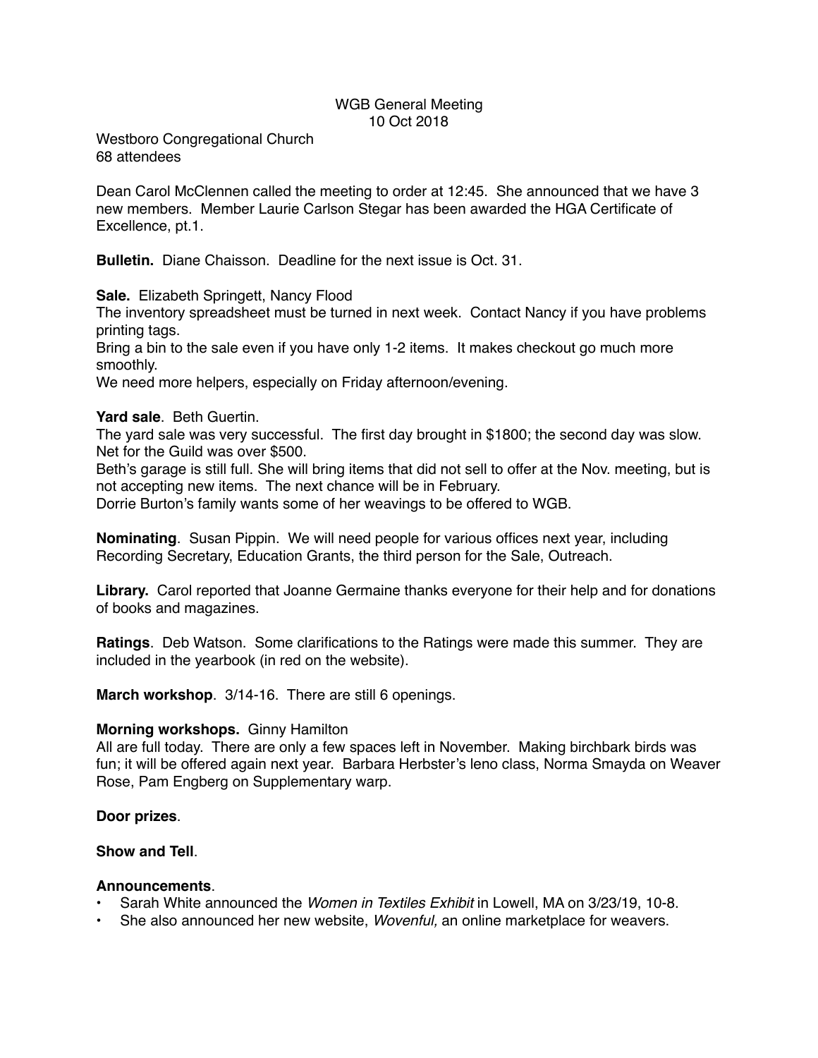# WGB General Meeting
10 Oct 2018

Westboro Congregational Church
68 attendees

Dean Carol McClennen called the meeting to order at 12:45. She announced that we have 3 new members. Member Laurie Carlson Stegar has been awarded the HGA Certificate of Excellence, pt.1.

**Bulletin.** Diane Chaisson. Deadline for the next issue is Oct. 31.

**Sale.** Elizabeth Springett, Nancy Flood
The inventory spreadsheet must be turned in next week. Contact Nancy if you have problems printing tags.
Bring a bin to the sale even if you have only 1-2 items. It makes checkout go much more smoothly.
We need more helpers, especially on Friday afternoon/evening.

**Yard sale**. Beth Guertin.
The yard sale was very successful. The first day brought in $1800; the second day was slow. Net for the Guild was over $500.
Beth's garage is still full. She will bring items that did not sell to offer at the Nov. meeting, but is not accepting new items. The next chance will be in February.
Dorrie Burton's family wants some of her weavings to be offered to WGB.

**Nominating**. Susan Pippin. We will need people for various offices next year, including Recording Secretary, Education Grants, the third person for the Sale, Outreach.

**Library.** Carol reported that Joanne Germaine thanks everyone for their help and for donations of books and magazines.

**Ratings**. Deb Watson. Some clarifications to the Ratings were made this summer. They are included in the yearbook (in red on the website).

**March workshop**. 3/14-16. There are still 6 openings.

**Morning workshops.** Ginny Hamilton
All are full today. There are only a few spaces left in November. Making birchbark birds was fun; it will be offered again next year. Barbara Herbster's leno class, Norma Smayda on Weaver Rose, Pam Engberg on Supplementary warp.

**Door prizes**.

**Show and Tell**.

**Announcements**.

- Sarah White announced the *Women in Textiles Exhibit* in Lowell, MA on 3/23/19, 10-8.
- She also announced her new website, *Wovenful,* an online marketplace for weavers.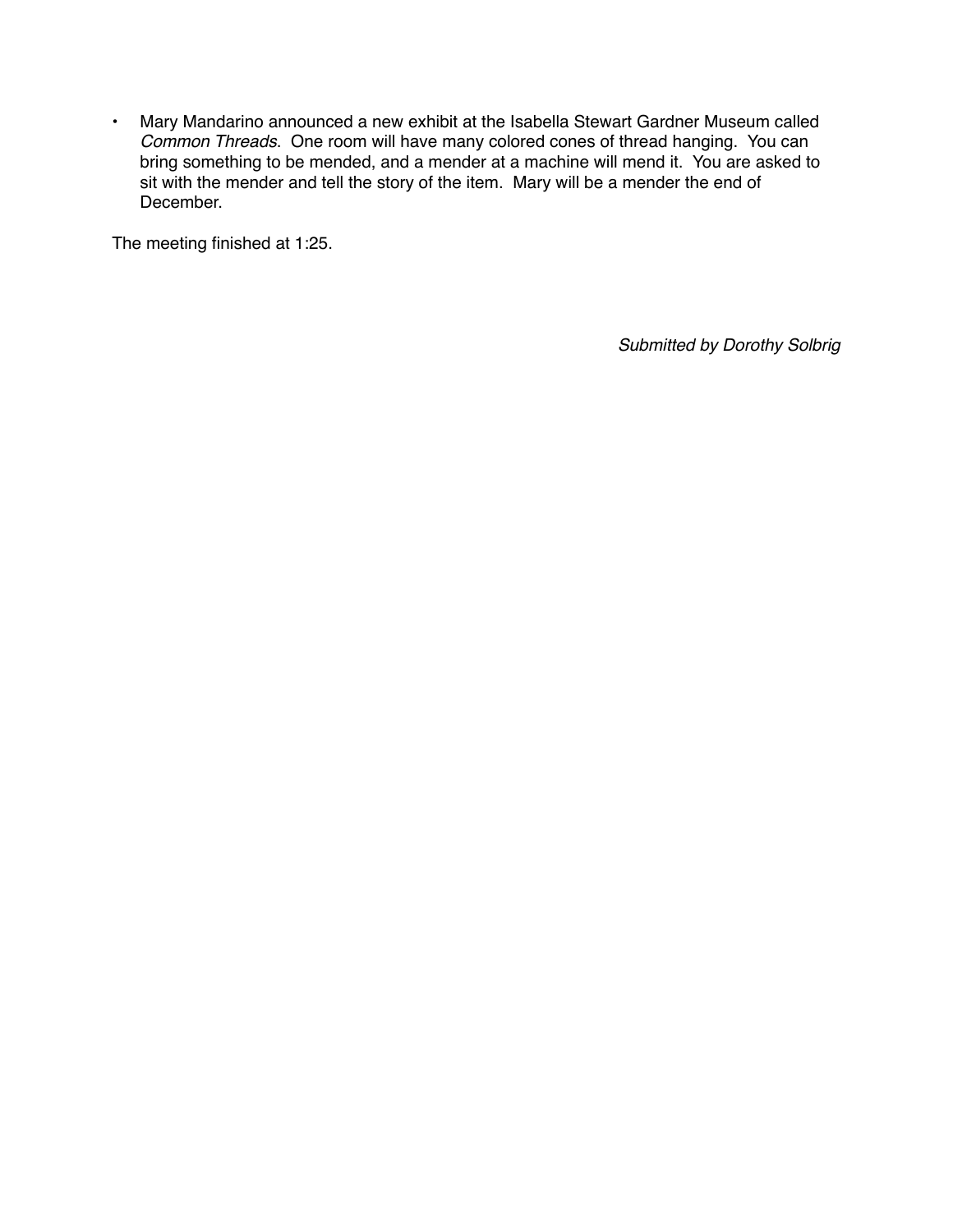- Mary Mandarino announced a new exhibit at the Isabella Stewart Gardner Museum called *Common Threads*. One room will have many colored cones of thread hanging. You can bring something to be mended, and a mender at a machine will mend it. You are asked to sit with the mender and tell the story of the item. Mary will be a mender the end of December.

The meeting finished at 1:25.

*Submitted by Dorothy Solbrig*